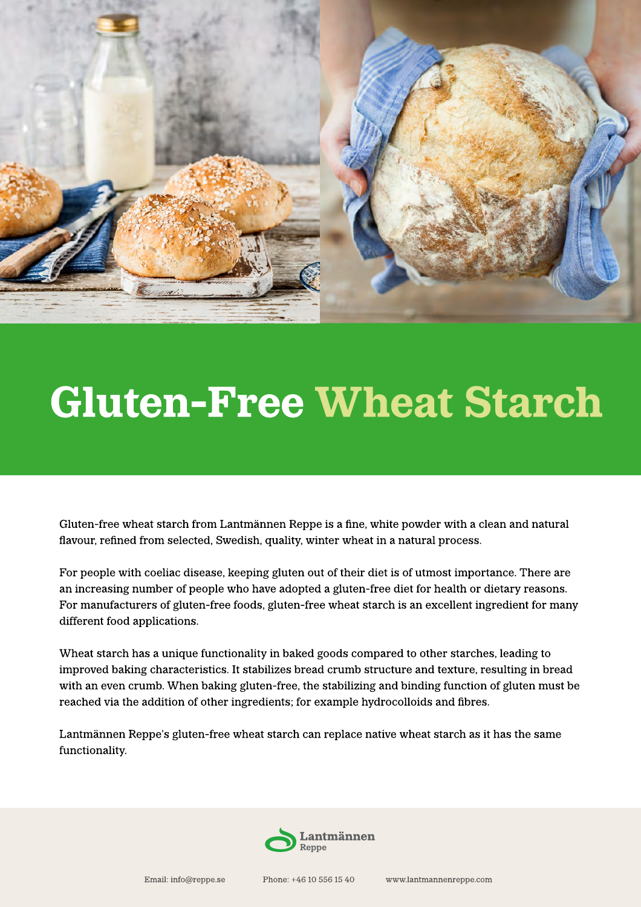# Gluten-Free Wheat Starch

Gluten-free wheat starch from Lantmännen Reppe is a fine, white powder with a clean and natural flavour, refined from selected, Swedish, quality, winter wheat in a natural process.

For people with coeliac disease, keeping gluten out of their diet is of utmost importance. There are an increasing number of people who have adopted a gluten-free diet for health or dietary reasons. For manufacturers of gluten-free foods, gluten-free wheat starch is an excellent ingredient for many different food applications.

Wheat starch has a unique functionality in baked goods compared to other starches, leading to improved baking characteristics. It stabilizes bread crumb structure and texture, resulting in bread with an even crumb. When baking gluten-free, the stabilizing and binding function of gluten must be reached via the addition of other ingredients; for example hydrocolloids and fibres.

Lantmännen Reppe's gluten-free wheat starch can replace native wheat starch as it has the same functionality.

Lantmännen Reppe

Email: info@reppe.se Phone: +46 10 556 15 40 www.lantmannenreppe.com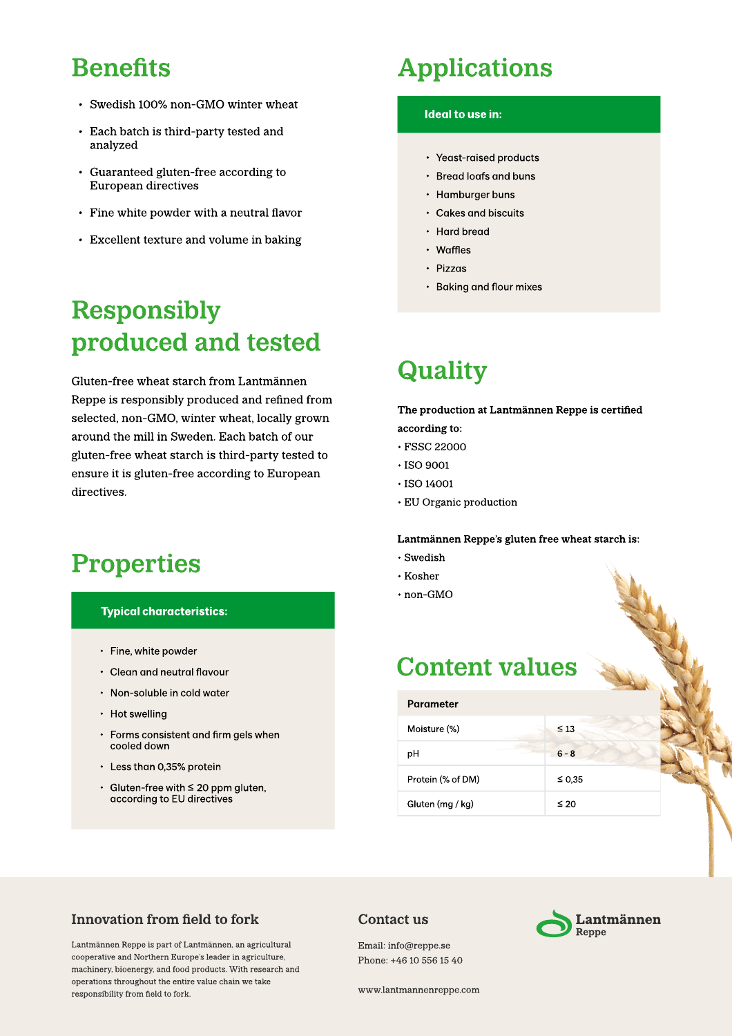## Benefits

- Swedish 100% non-GMO winter wheat
- Each batch is third-party tested and analyzed
- Guaranteed gluten-free according to European directives
- Fine white powder with a neutral flavor
- Excellent texture and volume in baking

## Responsibly produced and tested

Gluten-free wheat starch from Lantmännen Reppe is responsibly produced and refined from selected, non-GMO, winter wheat, locally grown around the mill in Sweden. Each batch of our gluten-free wheat starch is third-party tested to ensure it is gluten-free according to European directives.

## Properties

**Typical characteristics:**

- Fine, white powder
- Clean and neutral flavour
- Non-soluble in cold water
- Hot swelling
- Forms consistent and firm gels when cooled down
- Less than 0,35% protein
- Gluten-free with ≤ 20 ppm gluten, according to EU directives

## Applications

**Ideal to use in:**

- Yeast-raised products
- Bread loafs and buns
- Hamburger buns
- Cakes and biscuits
- Hard bread
- Waffles
- Pizzas
- Baking and flour mixes

## Quality

**The production at Lantmännen Reppe is certified according to:**

- FSSC 22000
- ISO 9001
- ISO 14001
- EU Organic production

**Lantmännen Reppe's gluten free wheat starch is:**

- Swedish
- Kosher
- non-GMO

## Content values

| Parameter | |
|---|---|
| Moisture (%) | ≤ 13 |
| pH | 6 - 8 |
| Protein (% of DM) | ≤ 0,35 |
| Gluten (mg / kg) | ≤ 20 |

### Innovation from field to fork

Lantmännen Reppe is part of Lantmännen, an agricultural cooperative and Northern Europe's leader in agriculture, machinery, bioenergy, and food products. With research and operations throughout the entire value chain we take responsibility from field to fork.

### Contact us

Email: info@reppe.se
Phone: +46 10 556 15 40

www.lantmannenreppe.com

Lantmännen Reppe